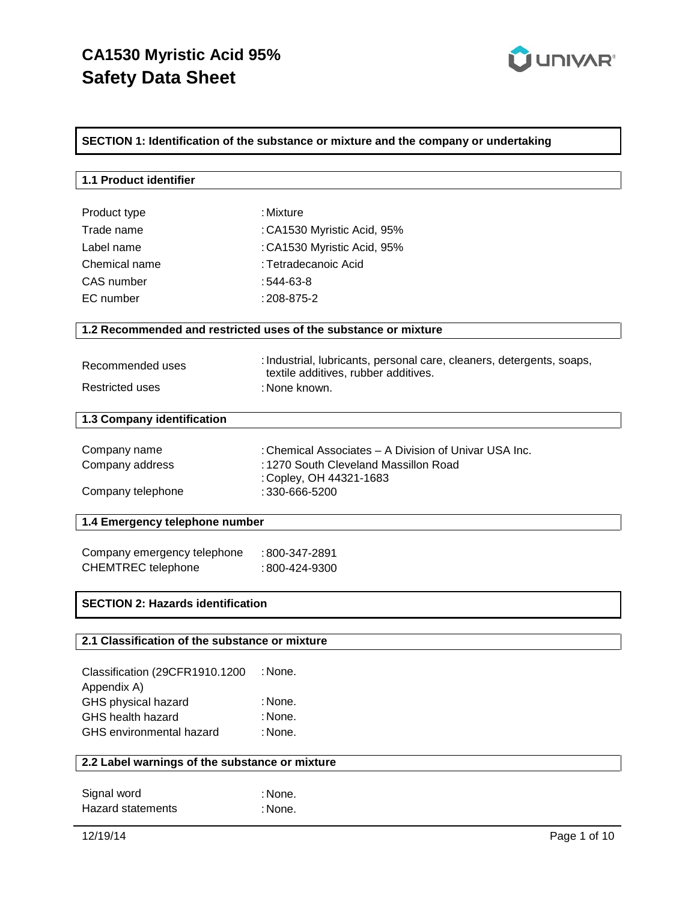# CA1530 Myristic Acid 95%
# Safety Data Sheet

## SECTION 1: Identification of the substance or mixture and the company or undertaking

### 1.1 Product identifier

| | |
|---|---|
| Product type | : Mixture |
| Trade name | : CA1530 Myristic Acid, 95% |
| Label name | : CA1530 Myristic Acid, 95% |
| Chemical name | : Tetradecanoic Acid |
| CAS number | : 544-63-8 |
| EC number | : 208-875-2 |

### 1.2 Recommended and restricted uses of the substance or mixture

| | |
|---|---|
| Recommended uses | : Industrial, lubricants, personal care, cleaners, detergents, soaps, textile additives, rubber additives. |
| Restricted uses | : None known. |

### 1.3 Company identification

| | |
|---|---|
| Company name | : Chemical Associates – A Division of Univar USA Inc. |
| Company address | : 1270 South Cleveland Massillon Road<br>: Copley, OH 44321-1683 |
| Company telephone | : 330-666-5200 |

### 1.4 Emergency telephone number

| | |
|---|---|
| Company emergency telephone | : 800-347-2891 |
| CHEMTREC telephone | : 800-424-9300 |

## SECTION 2: Hazards identification

### 2.1 Classification of the substance or mixture

| | |
|---|---|
| Classification (29CFR1910.1200 Appendix A) | : None. |
| GHS physical hazard | : None. |
| GHS health hazard | : None. |
| GHS environmental hazard | : None. |

### 2.2 Label warnings of the substance or mixture

| | |
|---|---|
| Signal word | : None. |
| Hazard statements | : None. |

12/19/14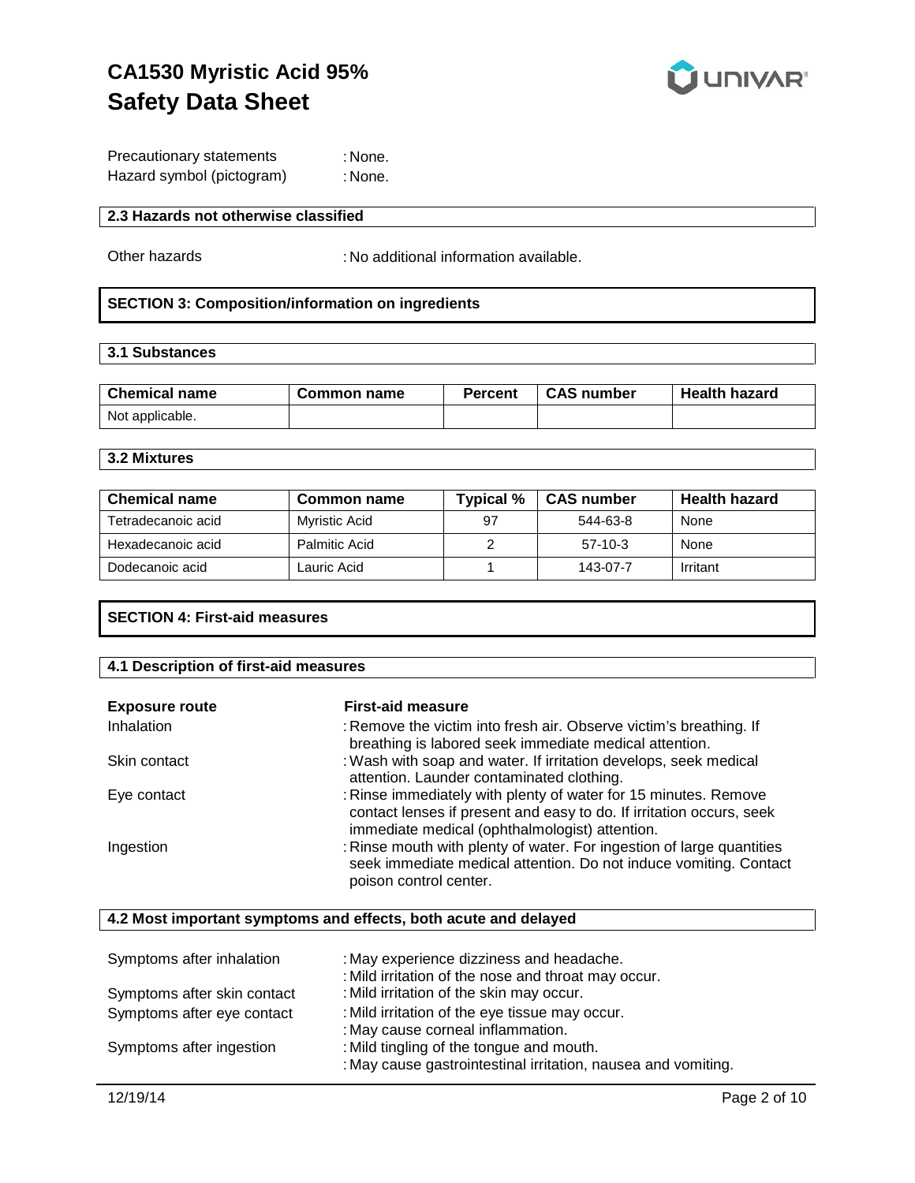Precautionary statements : None.
Hazard symbol (pictogram) : None.

### 2.3 Hazards not otherwise classified

Other hazards : No additional information available.

## SECTION 3: Composition/information on ingredients

### 3.1 Substances

| Chemical name | Common name | Percent | CAS number | Health hazard |
|---|---|---|---|---|
| Not applicable. | | | | |

### 3.2 Mixtures

| Chemical name | Common name | Typical % | CAS number | Health hazard |
|---|---|---|---|---|
| Tetradecanoic acid | Myristic Acid | 97 | 544-63-8 | None |
| Hexadecanoic acid | Palmitic Acid | 2 | 57-10-3 | None |
| Dodecanoic acid | Lauric Acid | 1 | 143-07-7 | Irritant |

## SECTION 4: First-aid measures

### 4.1 Description of first-aid measures

| Exposure route | First-aid measure |
|---|---|
| Inhalation | : Remove the victim into fresh air. Observe victim's breathing. If breathing is labored seek immediate medical attention. |
| Skin contact | : Wash with soap and water. If irritation develops, seek medical attention. Launder contaminated clothing. |
| Eye contact | : Rinse immediately with plenty of water for 15 minutes. Remove contact lenses if present and easy to do. If irritation occurs, seek immediate medical (ophthalmologist) attention. |
| Ingestion | : Rinse mouth with plenty of water. For ingestion of large quantities seek immediate medical attention. Do not induce vomiting. Contact poison control center. |

### 4.2 Most important symptoms and effects, both acute and delayed

Symptoms after inhalation : May experience dizziness and headache.
: Mild irritation of the nose and throat may occur.

Symptoms after skin contact : Mild irritation of the skin may occur.

Symptoms after eye contact : Mild irritation of the eye tissue may occur.
: May cause corneal inflammation.

Symptoms after ingestion : Mild tingling of the tongue and mouth.
: May cause gastrointestinal irritation, nausea and vomiting.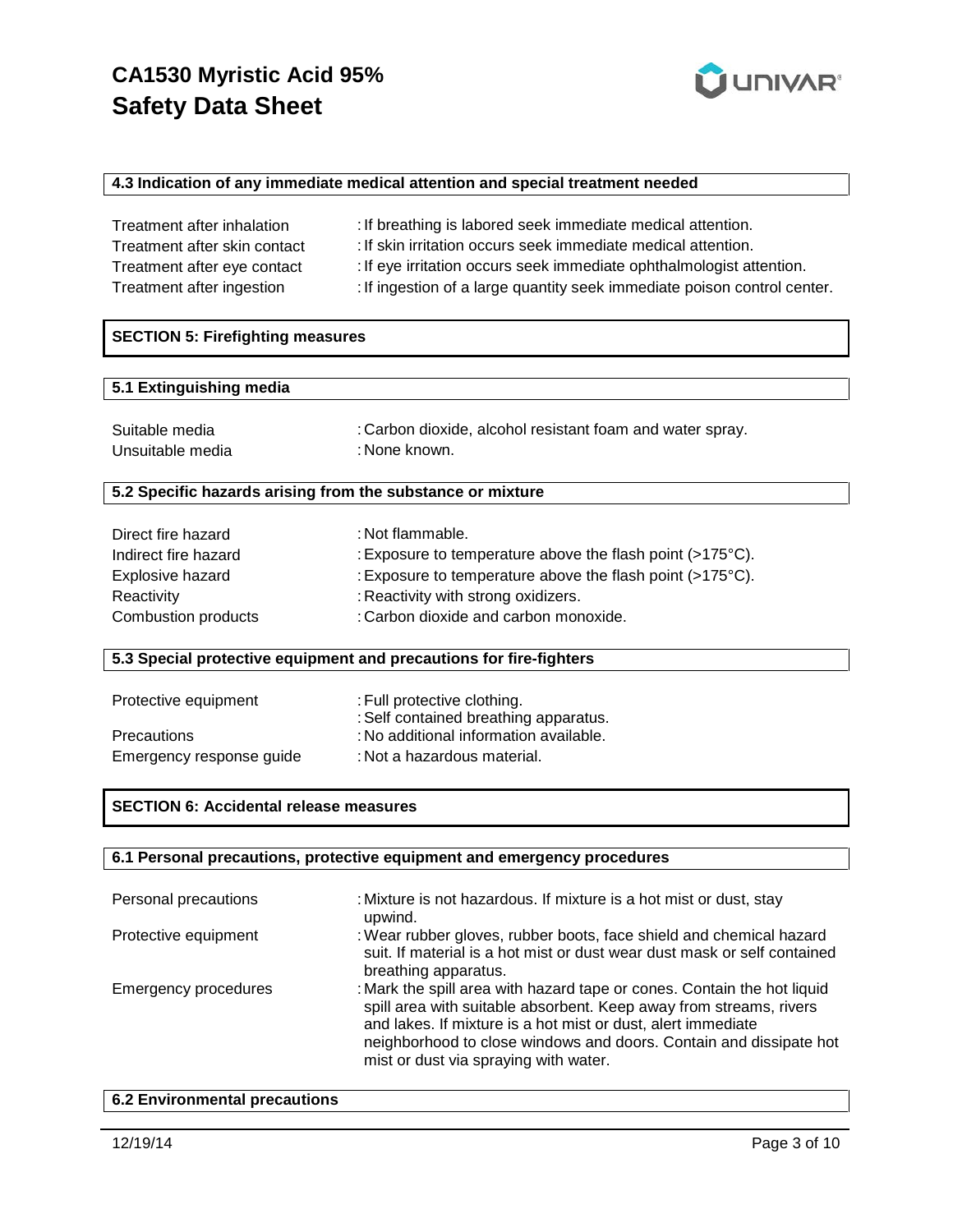### 4.3 Indication of any immediate medical attention and special treatment needed

| | |
|---|---|
| Treatment after inhalation | : If breathing is labored seek immediate medical attention. |
| Treatment after skin contact | : If skin irritation occurs seek immediate medical attention. |
| Treatment after eye contact | : If eye irritation occurs seek immediate ophthalmologist attention. |
| Treatment after ingestion | : If ingestion of a large quantity seek immediate poison control center. |

## SECTION 5: Firefighting measures

### 5.1 Extinguishing media

| | |
|---|---|
| Suitable media | : Carbon dioxide, alcohol resistant foam and water spray. |
| Unsuitable media | : None known. |

### 5.2 Specific hazards arising from the substance or mixture

| | |
|---|---|
| Direct fire hazard | : Not flammable. |
| Indirect fire hazard | : Exposure to temperature above the flash point (>175°C). |
| Explosive hazard | : Exposure to temperature above the flash point (>175°C). |
| Reactivity | : Reactivity with strong oxidizers. |
| Combustion products | : Carbon dioxide and carbon monoxide. |

### 5.3 Special protective equipment and precautions for fire-fighters

| | |
|---|---|
| Protective equipment | : Full protective clothing.<br>: Self contained breathing apparatus. |
| Precautions | : No additional information available. |
| Emergency response guide | : Not a hazardous material. |

## SECTION 6: Accidental release measures

### 6.1 Personal precautions, protective equipment and emergency procedures

| | |
|---|---|
| Personal precautions | : Mixture is not hazardous. If mixture is a hot mist or dust, stay upwind. |
| Protective equipment | : Wear rubber gloves, rubber boots, face shield and chemical hazard suit. If material is a hot mist or dust wear dust mask or self contained breathing apparatus. |
| Emergency procedures | : Mark the spill area with hazard tape or cones. Contain the hot liquid spill area with suitable absorbent. Keep away from streams, rivers and lakes. If mixture is a hot mist or dust, alert immediate neighborhood to close windows and doors. Contain and dissipate hot mist or dust via spraying with water. |

### 6.2 Environmental precautions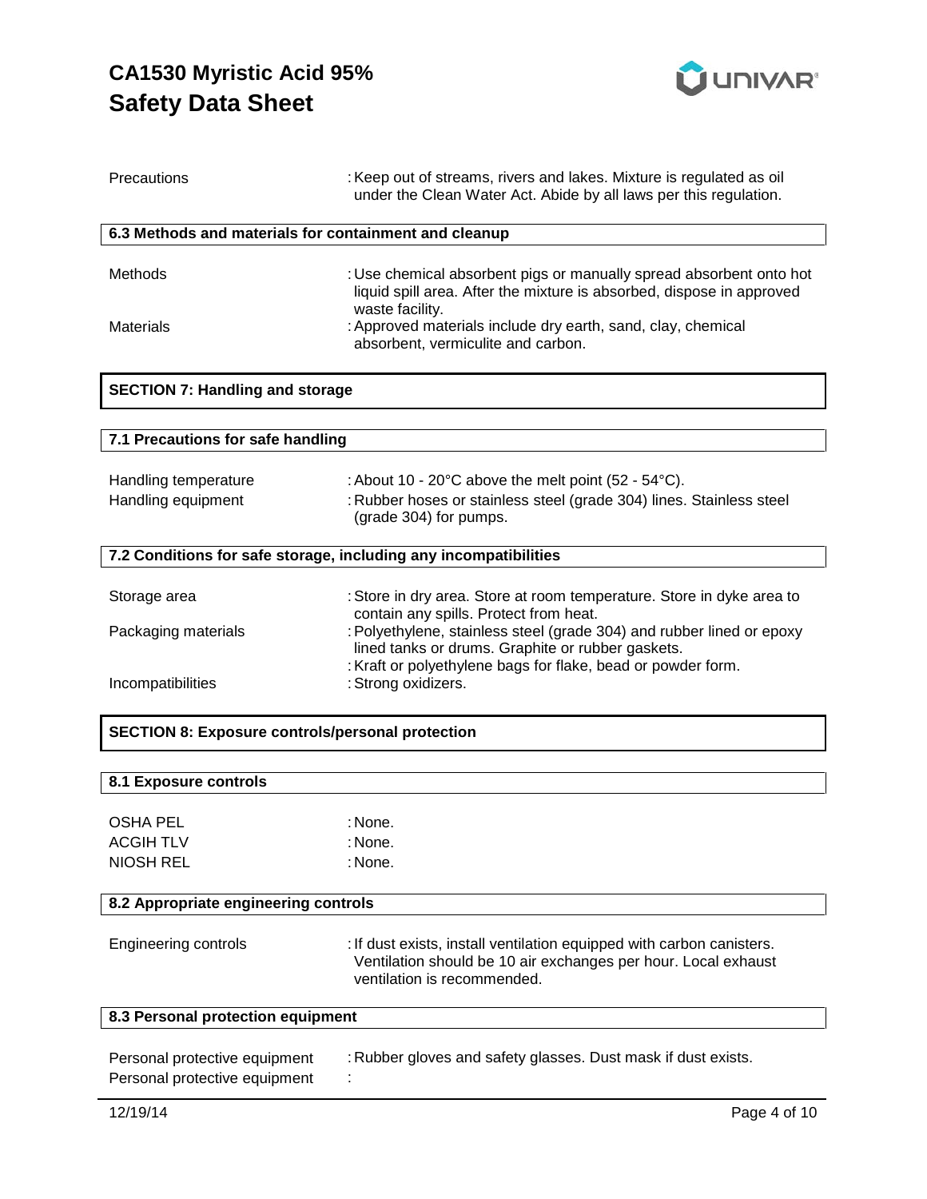| | |
|---|---|
| Precautions | : Keep out of streams, rivers and lakes. Mixture is regulated as oil under the Clean Water Act. Abide by all laws per this regulation. |

### 6.3 Methods and materials for containment and cleanup

| | |
|---|---|
| Methods | : Use chemical absorbent pigs or manually spread absorbent onto hot liquid spill area. After the mixture is absorbed, dispose in approved waste facility. |
| Materials | : Approved materials include dry earth, sand, clay, chemical absorbent, vermiculite and carbon. |

## SECTION 7: Handling and storage

### 7.1 Precautions for safe handling

| | |
|---|---|
| Handling temperature | : About 10 - 20°C above the melt point (52 - 54°C). |
| Handling equipment | : Rubber hoses or stainless steel (grade 304) lines. Stainless steel (grade 304) for pumps. |

### 7.2 Conditions for safe storage, including any incompatibilities

| | |
|---|---|
| Storage area | : Store in dry area. Store at room temperature. Store in dyke area to contain any spills. Protect from heat. |
| Packaging materials | : Polyethylene, stainless steel (grade 304) and rubber lined or epoxy lined tanks or drums. Graphite or rubber gaskets. |
| | : Kraft or polyethylene bags for flake, bead or powder form. |
| Incompatibilities | : Strong oxidizers. |

## SECTION 8: Exposure controls/personal protection

### 8.1 Exposure controls

| | |
|---|---|
| OSHA PEL | : None. |
| ACGIH TLV | : None. |
| NIOSH REL | : None. |

### 8.2 Appropriate engineering controls

| | |
|---|---|
| Engineering controls | : If dust exists, install ventilation equipped with carbon canisters. Ventilation should be 10 air exchanges per hour. Local exhaust ventilation is recommended. |

### 8.3 Personal protection equipment

| | |
|---|---|
| Personal protective equipment | : Rubber gloves and safety glasses. Dust mask if dust exists. |
| Personal protective equipment | : |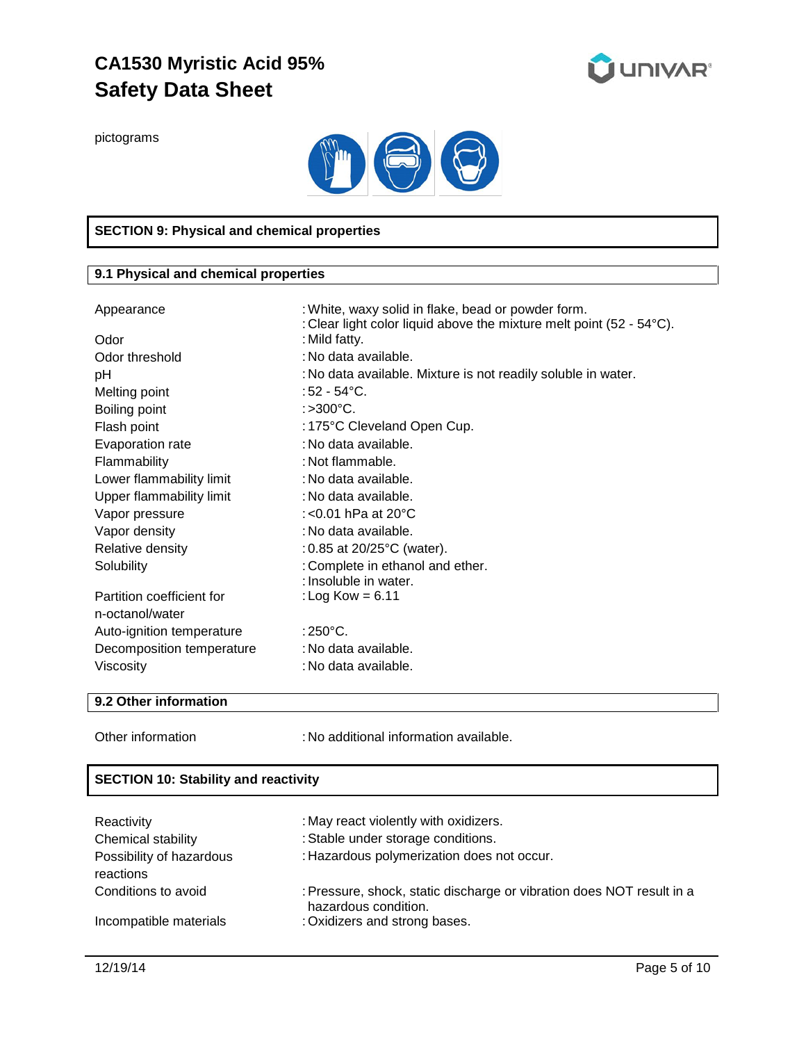pictograms

## SECTION 9: Physical and chemical properties

### 9.1 Physical and chemical properties

| Property | Value |
|---|---|
| Appearance | : White, waxy solid in flake, bead or powder form.<br>: Clear light color liquid above the mixture melt point (52 - 54°C). |
| Odor | : Mild fatty. |
| Odor threshold | : No data available. |
| pH | : No data available. Mixture is not readily soluble in water. |
| Melting point | : 52 - 54°C. |
| Boiling point | : >300°C. |
| Flash point | : 175°C Cleveland Open Cup. |
| Evaporation rate | : No data available. |
| Flammability | : Not flammable. |
| Lower flammability limit | : No data available. |
| Upper flammability limit | : No data available. |
| Vapor pressure | : <0.01 hPa at 20°C |
| Vapor density | : No data available. |
| Relative density | : 0.85 at 20/25°C (water). |
| Solubility | : Complete in ethanol and ether.<br>: Insoluble in water. |
| Partition coefficient for n-octanol/water | : Log Kow = 6.11 |
| Auto-ignition temperature | : 250°C. |
| Decomposition temperature | : No data available. |
| Viscosity | : No data available. |

### 9.2 Other information

| | |
|---|---|
| Other information | : No additional information available. |

## SECTION 10: Stability and reactivity

| | |
|---|---|
| Reactivity | : May react violently with oxidizers. |
| Chemical stability | : Stable under storage conditions. |
| Possibility of hazardous reactions | : Hazardous polymerization does not occur. |
| Conditions to avoid | : Pressure, shock, static discharge or vibration does NOT result in a hazardous condition. |
| Incompatible materials | : Oxidizers and strong bases. |

12/19/14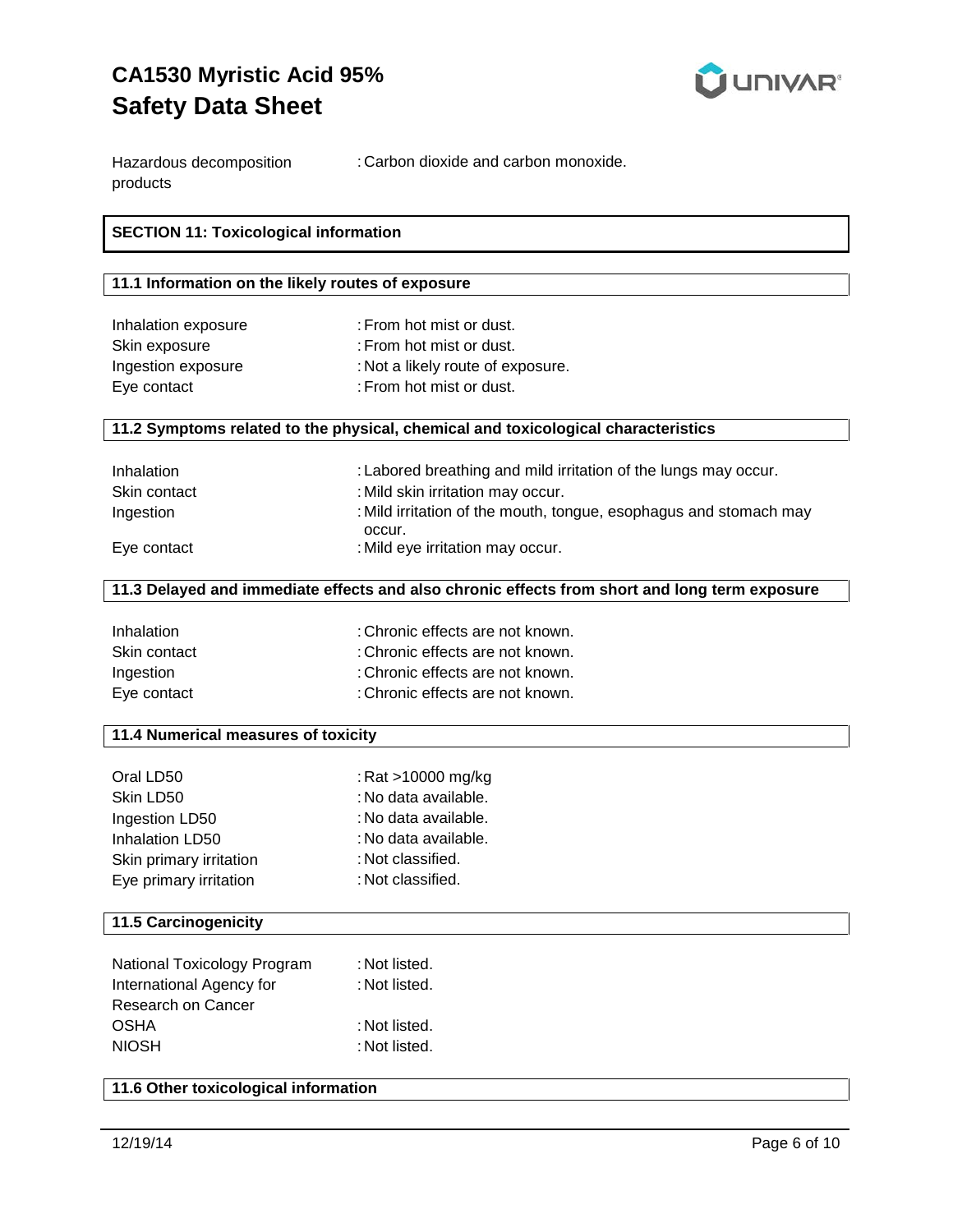Hazardous decomposition products : Carbon dioxide and carbon monoxide.

## SECTION 11: Toxicological information

### 11.1 Information on the likely routes of exposure

| | |
|---|---|
| Inhalation exposure | : From hot mist or dust. |
| Skin exposure | : From hot mist or dust. |
| Ingestion exposure | : Not a likely route of exposure. |
| Eye contact | : From hot mist or dust. |

### 11.2 Symptoms related to the physical, chemical and toxicological characteristics

| | |
|---|---|
| Inhalation | : Labored breathing and mild irritation of the lungs may occur. |
| Skin contact | : Mild skin irritation may occur. |
| Ingestion | : Mild irritation of the mouth, tongue, esophagus and stomach may occur. |
| Eye contact | : Mild eye irritation may occur. |

### 11.3 Delayed and immediate effects and also chronic effects from short and long term exposure

| | |
|---|---|
| Inhalation | : Chronic effects are not known. |
| Skin contact | : Chronic effects are not known. |
| Ingestion | : Chronic effects are not known. |
| Eye contact | : Chronic effects are not known. |

### 11.4 Numerical measures of toxicity

| | |
|---|---|
| Oral LD50 | : Rat >10000 mg/kg |
| Skin LD50 | : No data available. |
| Ingestion LD50 | : No data available. |
| Inhalation LD50 | : No data available. |
| Skin primary irritation | : Not classified. |
| Eye primary irritation | : Not classified. |

### 11.5 Carcinogenicity

| | |
|---|---|
| National Toxicology Program | : Not listed. |
| International Agency for Research on Cancer | : Not listed. |
| OSHA | : Not listed. |
| NIOSH | : Not listed. |

### 11.6 Other toxicological information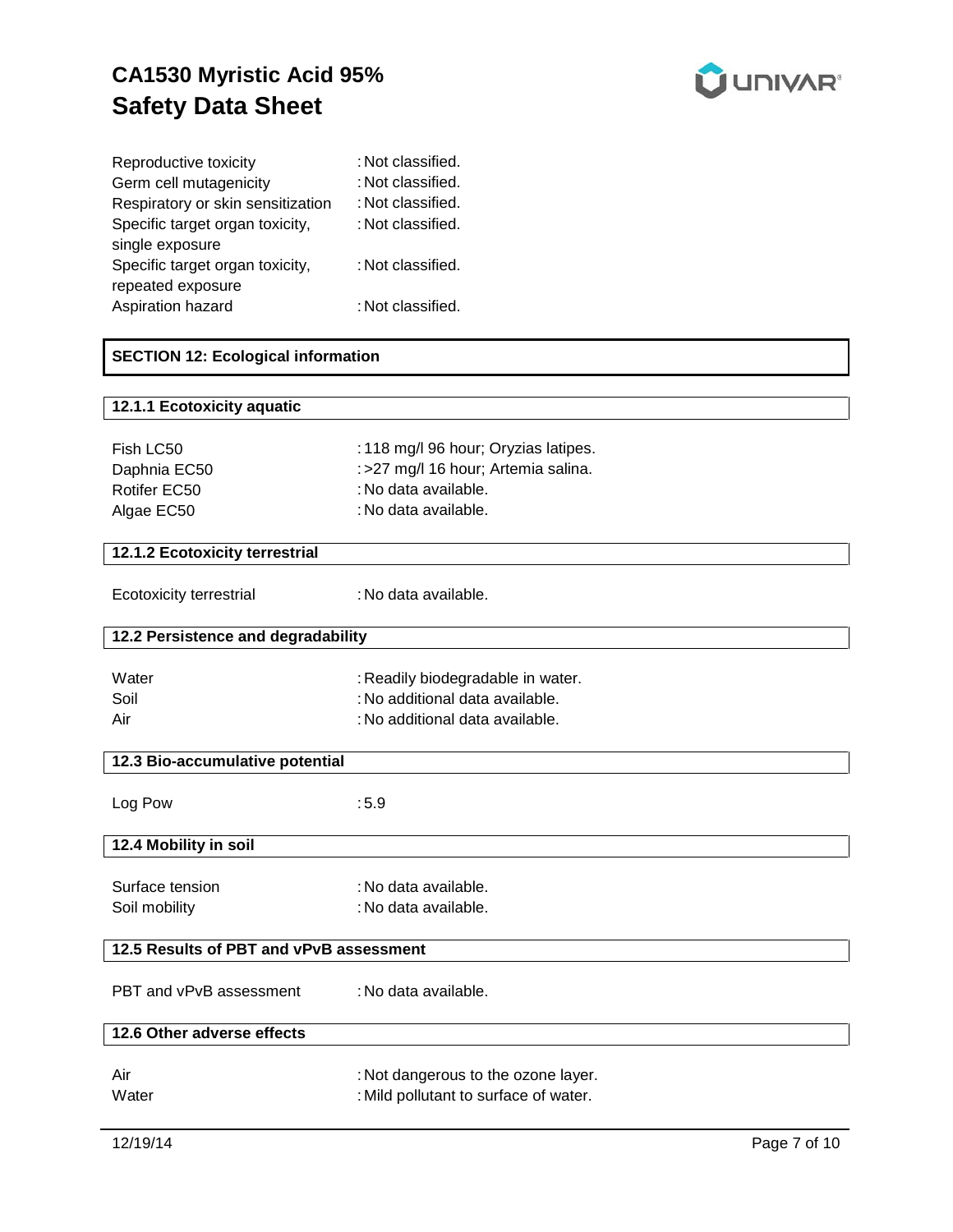| | |
|---|---|
| Reproductive toxicity | : Not classified. |
| Germ cell mutagenicity | : Not classified. |
| Respiratory or skin sensitization | : Not classified. |
| Specific target organ toxicity, single exposure | : Not classified. |
| Specific target organ toxicity, repeated exposure | : Not classified. |
| Aspiration hazard | : Not classified. |

## SECTION 12: Ecological information

### 12.1.1 Ecotoxicity aquatic

| | |
|---|---|
| Fish LC50 | : 118 mg/l 96 hour; Oryzias latipes. |
| Daphnia EC50 | : >27 mg/l 16 hour; Artemia salina. |
| Rotifer EC50 | : No data available. |
| Algae EC50 | : No data available. |

### 12.1.2 Ecotoxicity terrestrial

| | |
|---|---|
| Ecotoxicity terrestrial | : No data available. |

### 12.2 Persistence and degradability

| | |
|---|---|
| Water | : Readily biodegradable in water. |
| Soil | : No additional data available. |
| Air | : No additional data available. |

### 12.3 Bio-accumulative potential

| | |
|---|---|
| Log Pow | : 5.9 |

### 12.4 Mobility in soil

| | |
|---|---|
| Surface tension | : No data available. |
| Soil mobility | : No data available. |

### 12.5 Results of PBT and vPvB assessment

| | |
|---|---|
| PBT and vPvB assessment | : No data available. |

### 12.6 Other adverse effects

| | |
|---|---|
| Air | : Not dangerous to the ozone layer. |
| Water | : Mild pollutant to surface of water. |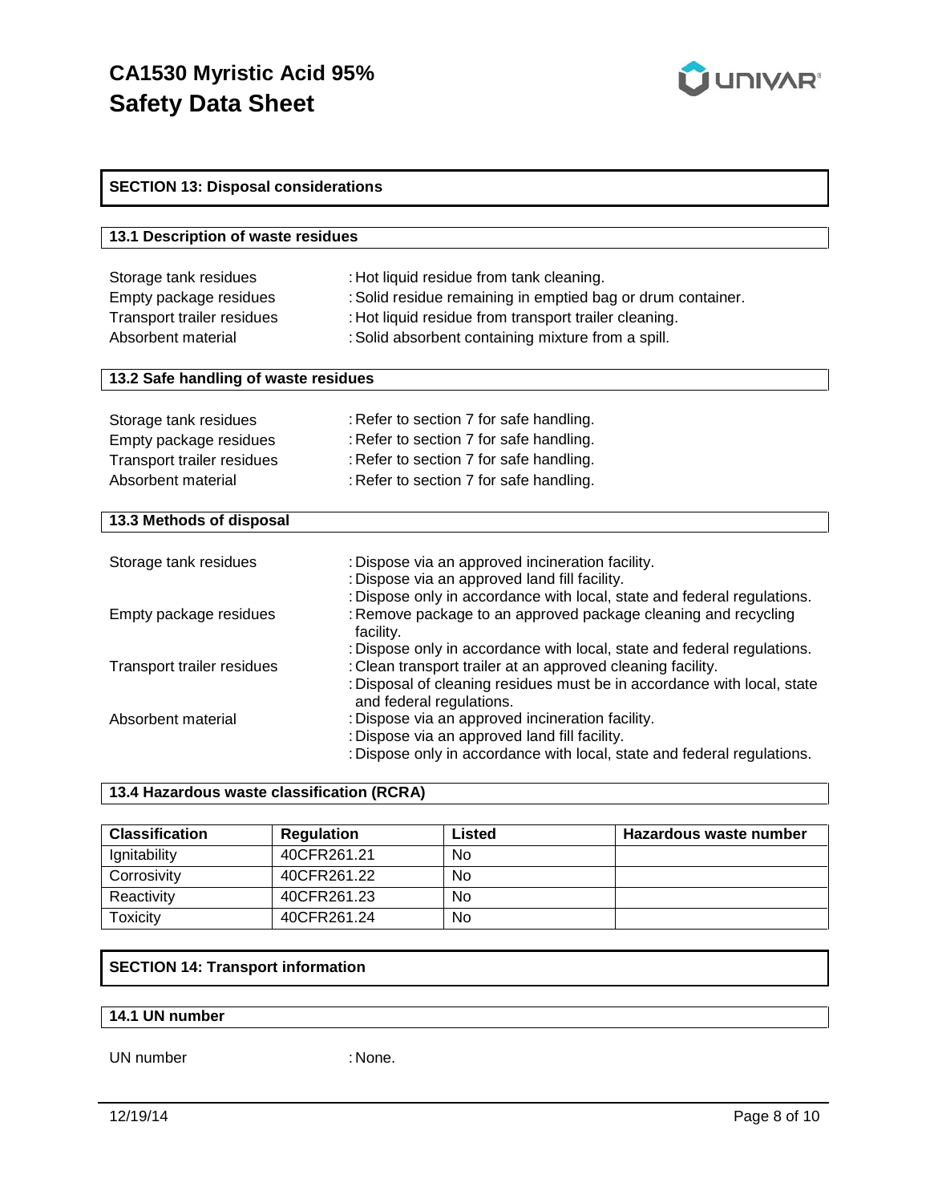## SECTION 13: Disposal considerations

### 13.1 Description of waste residues

Storage tank residues : Hot liquid residue from tank cleaning.
Empty package residues : Solid residue remaining in emptied bag or drum container.
Transport trailer residues : Hot liquid residue from transport trailer cleaning.
Absorbent material : Solid absorbent containing mixture from a spill.

### 13.2 Safe handling of waste residues

Storage tank residues : Refer to section 7 for safe handling.
Empty package residues : Refer to section 7 for safe handling.
Transport trailer residues : Refer to section 7 for safe handling.
Absorbent material : Refer to section 7 for safe handling.

### 13.3 Methods of disposal

Storage tank residues : Dispose via an approved incineration facility.
: Dispose via an approved land fill facility.
: Dispose only in accordance with local, state and federal regulations.

Empty package residues : Remove package to an approved package cleaning and recycling facility.
: Dispose only in accordance with local, state and federal regulations.

Transport trailer residues : Clean transport trailer at an approved cleaning facility.
: Disposal of cleaning residues must be in accordance with local, state and federal regulations.

Absorbent material : Dispose via an approved incineration facility.
: Dispose via an approved land fill facility.
: Dispose only in accordance with local, state and federal regulations.

### 13.4 Hazardous waste classification (RCRA)

| Classification | Regulation | Listed | Hazardous waste number |
|---|---|---|---|
| Ignitability | 40CFR261.21 | No | |
| Corrosivity | 40CFR261.22 | No | |
| Reactivity | 40CFR261.23 | No | |
| Toxicity | 40CFR261.24 | No | |

## SECTION 14: Transport information

### 14.1 UN number

UN number : None.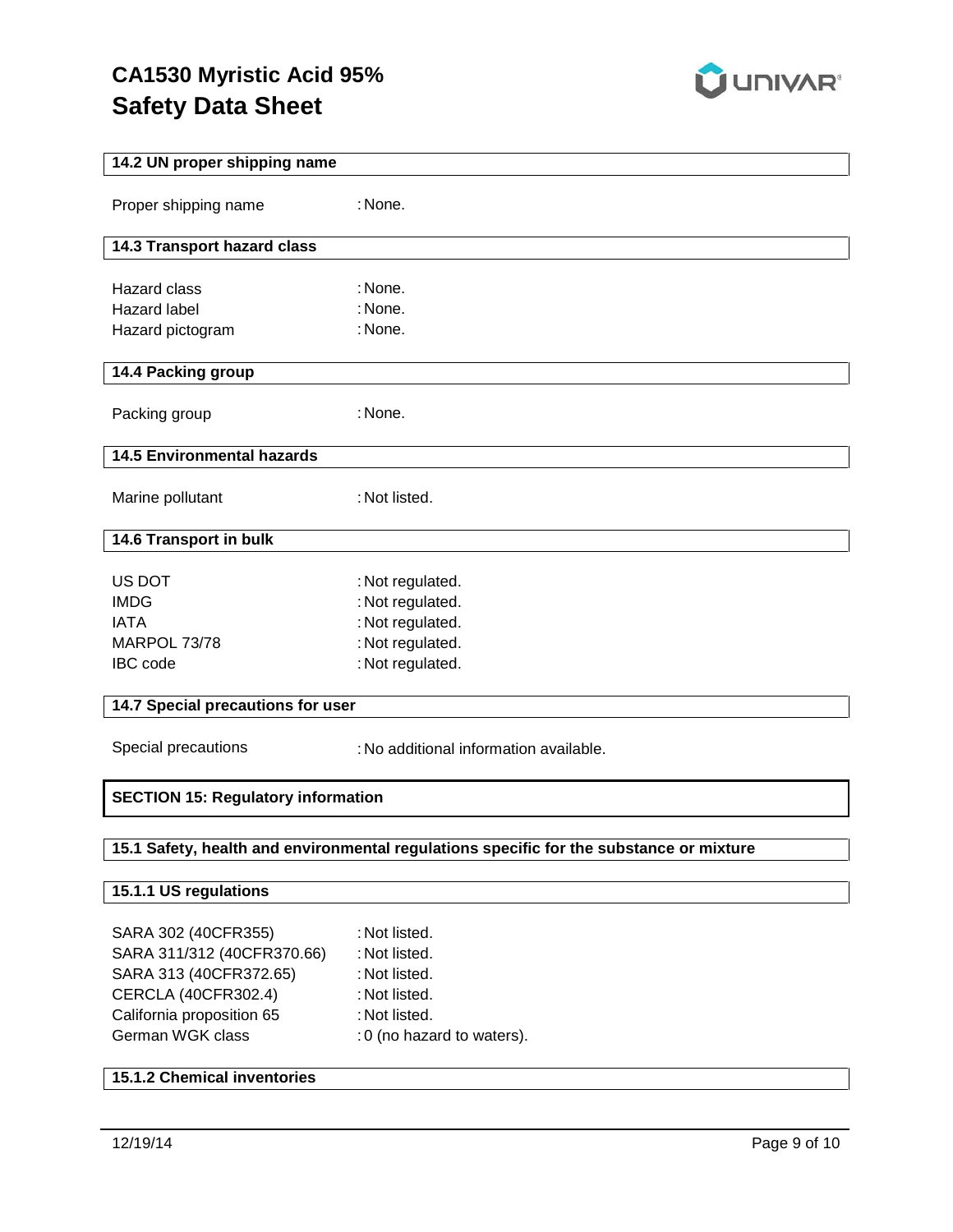#### 14.2 UN proper shipping name

Proper shipping name : None.

#### 14.3 Transport hazard class

Hazard class : None.
Hazard label : None.
Hazard pictogram : None.

#### 14.4 Packing group

Packing group : None.

#### 14.5 Environmental hazards

Marine pollutant : Not listed.

#### 14.6 Transport in bulk

US DOT : Not regulated.
IMDG : Not regulated.
IATA : Not regulated.
MARPOL 73/78 : Not regulated.
IBC code : Not regulated.

#### 14.7 Special precautions for user

Special precautions : No additional information available.

## SECTION 15: Regulatory information

#### 15.1 Safety, health and environmental regulations specific for the substance or mixture

#### 15.1.1 US regulations

SARA 302 (40CFR355) : Not listed.
SARA 311/312 (40CFR370.66) : Not listed.
SARA 313 (40CFR372.65) : Not listed.
CERCLA (40CFR302.4) : Not listed.
California proposition 65 : Not listed.
German WGK class : 0 (no hazard to waters).

#### 15.1.2 Chemical inventories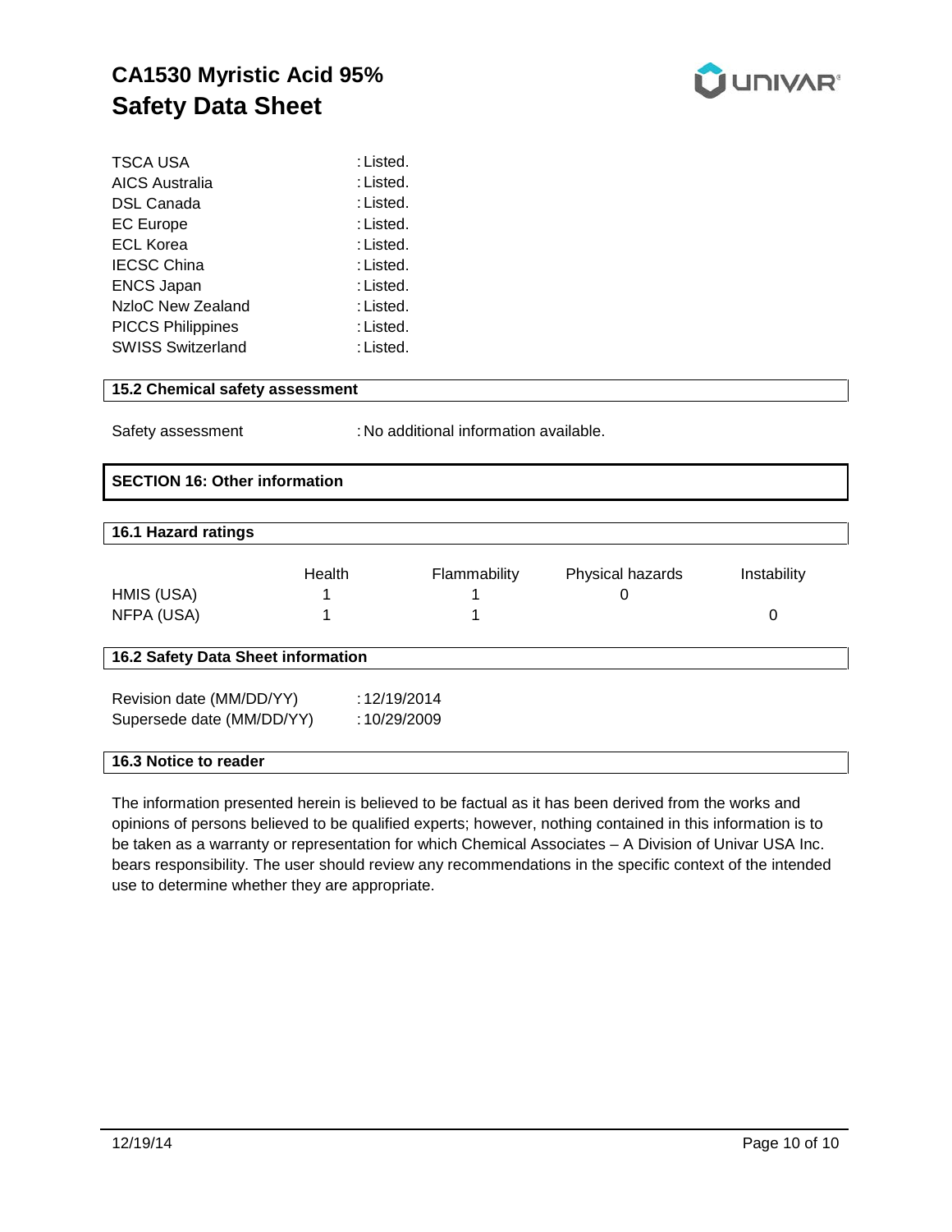| | |
|---|---|
| TSCA USA | : Listed. |
| AICS Australia | : Listed. |
| DSL Canada | : Listed. |
| EC Europe | : Listed. |
| ECL Korea | : Listed. |
| IECSC China | : Listed. |
| ENCS Japan | : Listed. |
| NzloC New Zealand | : Listed. |
| PICCS Philippines | : Listed. |
| SWISS Switzerland | : Listed. |

### 15.2 Chemical safety assessment

Safety assessment : No additional information available.

## SECTION 16: Other information

### 16.1 Hazard ratings

| | Health | Flammability | Physical hazards | Instability |
|---|---|---|---|---|
| HMIS (USA) | 1 | 1 | 0 | |
| NFPA (USA) | 1 | 1 | | 0 |

### 16.2 Safety Data Sheet information

Revision date (MM/DD/YY) : 12/19/2014
Supersede date (MM/DD/YY) : 10/29/2009

### 16.3 Notice to reader

The information presented herein is believed to be factual as it has been derived from the works and opinions of persons believed to be qualified experts; however, nothing contained in this information is to be taken as a warranty or representation for which Chemical Associates – A Division of Univar USA Inc. bears responsibility. The user should review any recommendations in the specific context of the intended use to determine whether they are appropriate.